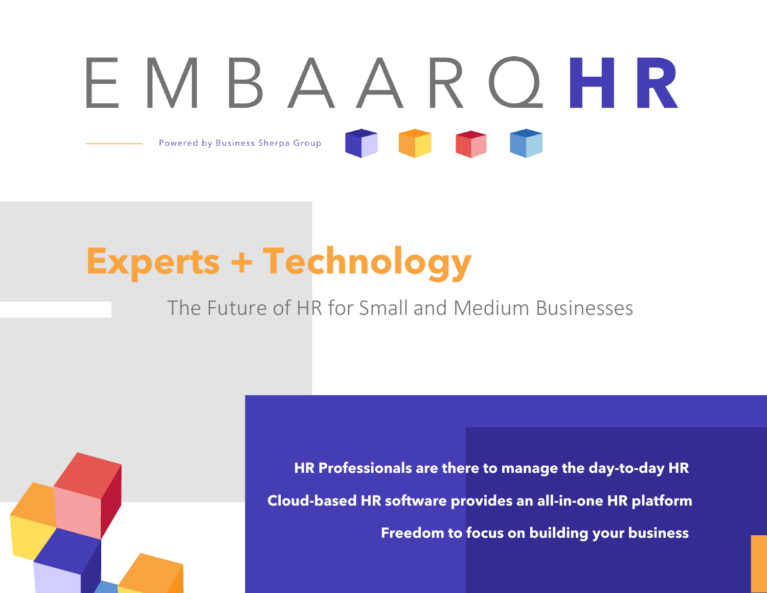# EMBAAROHR

Powered by Business Sherpa Group

## Experts + Technology

The Future of HR for Small and Medium Businesses

**HR Professionals are there to manage the day-to-day HR**

**Cloud-based HR software provides an all-in-one HR platform**

**Freedom to focus on building your business**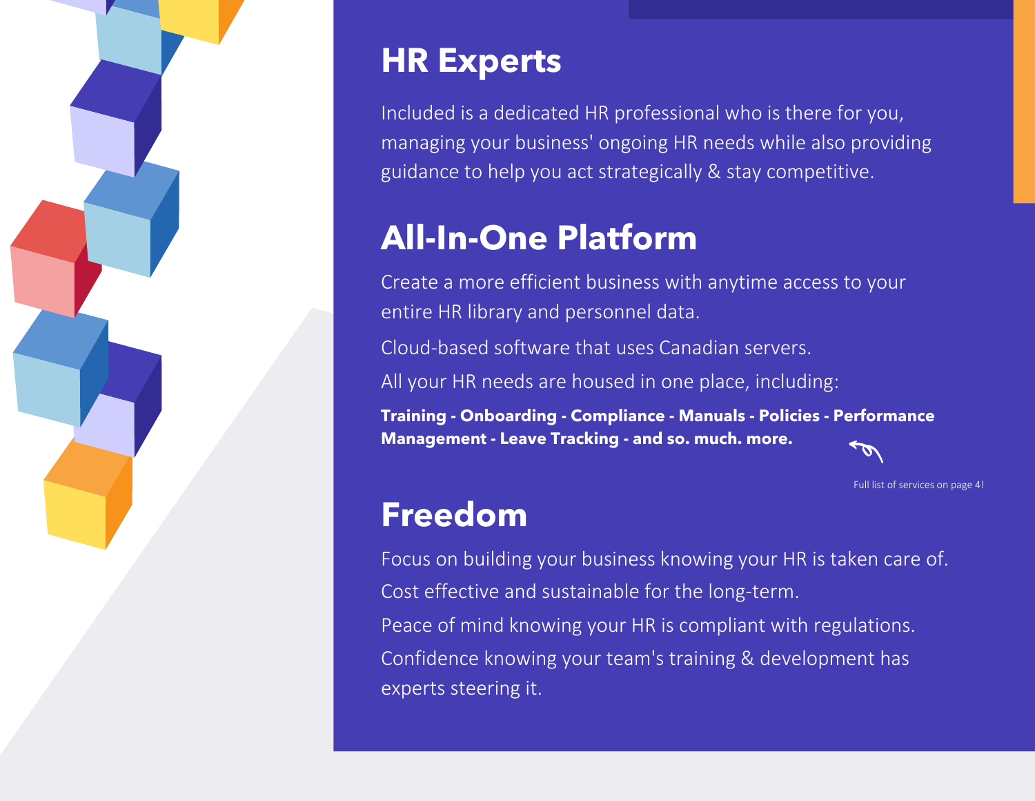## HR Experts

Included is a dedicated HR professional who is there for you, managing your business' ongoing HR needs while also providing guidance to help you act strategically & stay competitive.

## All-In-One Platform

Create a more efficient business with anytime access to your entire HR library and personnel data.

Cloud-based software that uses Canadian servers.

All your HR needs are housed in one place, including:

**Training - Onboarding - Compliance - Manuals - Policies - Performance Management - Leave Tracking - and so. much. more.**

Full list of services on page 4!

## Freedom

Focus on building your business knowing your HR is taken care of.

Cost effective and sustainable for the long-term.

Peace of mind knowing your HR is compliant with regulations.

Confidence knowing your team's training & development has experts steering it.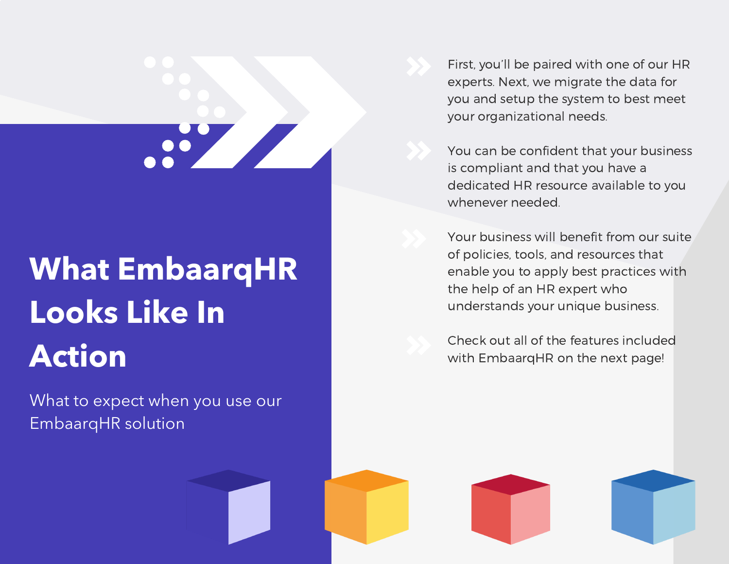# What EmbaarqHR Looks Like In Action

What to expect when you use our EmbaarqHR solution

- First, you'll be paired with one of our HR experts. Next, we migrate the data for you and setup the system to best meet your organizational needs.
- You can be confident that your business is compliant and that you have a dedicated HR resource available to you whenever needed.
- Your business will benefit from our suite of policies, tools, and resources that enable you to apply best practices with the help of an HR expert who understands your unique business.
- Check out all of the features included with EmbaarqHR on the next page!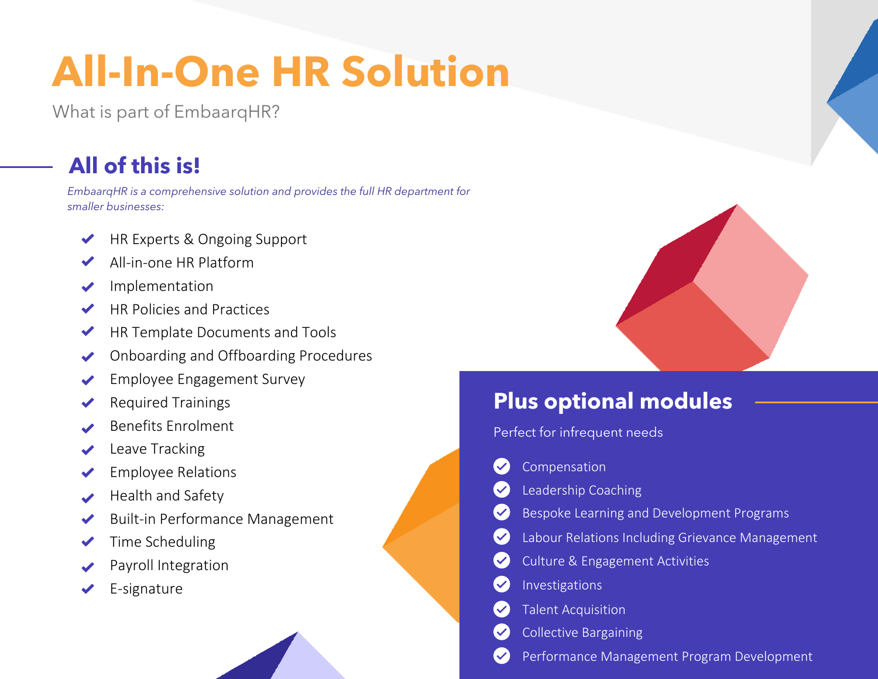# All-In-One HR Solution

What is part of EmbaarqHR?

## All of this is!

*EmbaarqHR is a comprehensive solution and provides the full HR department for smaller businesses:*

- HR Experts & Ongoing Support
- All-in-one HR Platform
- Implementation
- HR Policies and Practices
- HR Template Documents and Tools
- Onboarding and Offboarding Procedures
- Employee Engagement Survey
- Required Trainings
- Benefits Enrolment
- Leave Tracking
- Employee Relations
- Health and Safety
- Built-in Performance Management
- Time Scheduling
- Payroll Integration
- E-signature

## Plus optional modules

Perfect for infrequent needs

- Compensation
- Leadership Coaching
- Bespoke Learning and Development Programs
- Labour Relations Including Grievance Management
- Culture & Engagement Activities
- Investigations
- Talent Acquisition
- Collective Bargaining
- Performance Management Program Development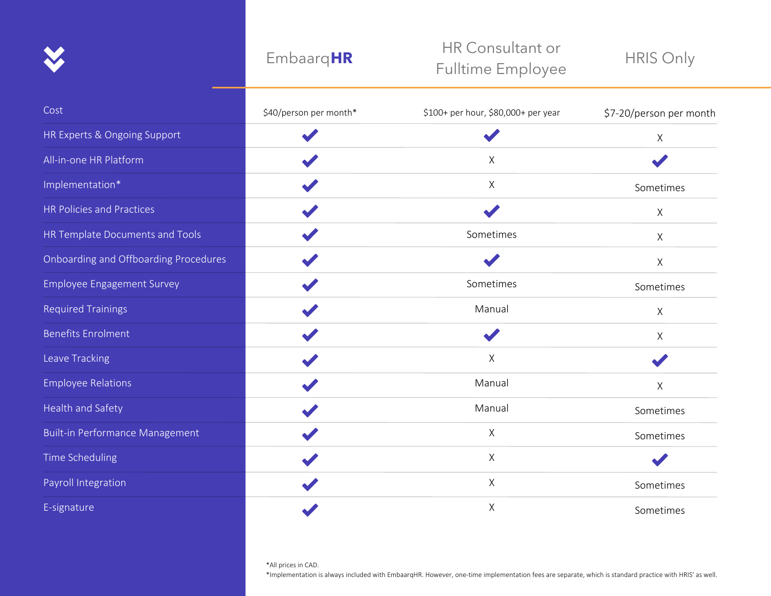| | EmbaarqHR | HR Consultant or Fulltime Employee | HRIS Only |
|---|---|---|---|
| Cost | $40/person per month* | $100+ per hour, $80,000+ per year | $7-20/person per month |
| HR Experts & Ongoing Support | ✔ | ✔ | X |
| All-in-one HR Platform | ✔ | X | ✔ |
| Implementation* | ✔ | X | Sometimes |
| HR Policies and Practices | ✔ | ✔ | X |
| HR Template Documents and Tools | ✔ | Sometimes | X |
| Onboarding and Offboarding Procedures | ✔ | ✔ | X |
| Employee Engagement Survey | ✔ | Sometimes | Sometimes |
| Required Trainings | ✔ | Manual | X |
| Benefits Enrolment | ✔ | ✔ | X |
| Leave Tracking | ✔ | X | ✔ |
| Employee Relations | ✔ | Manual | X |
| Health and Safety | ✔ | Manual | Sometimes |
| Built-in Performance Management | ✔ | X | Sometimes |
| Time Scheduling | ✔ | X | ✔ |
| Payroll Integration | ✔ | X | Sometimes |
| E-signature | ✔ | X | Sometimes |

*All prices in CAD.

*Implementation is always included with EmbaarqHR. However, one-time implementation fees are separate, which is standard practice with HRIS' as well.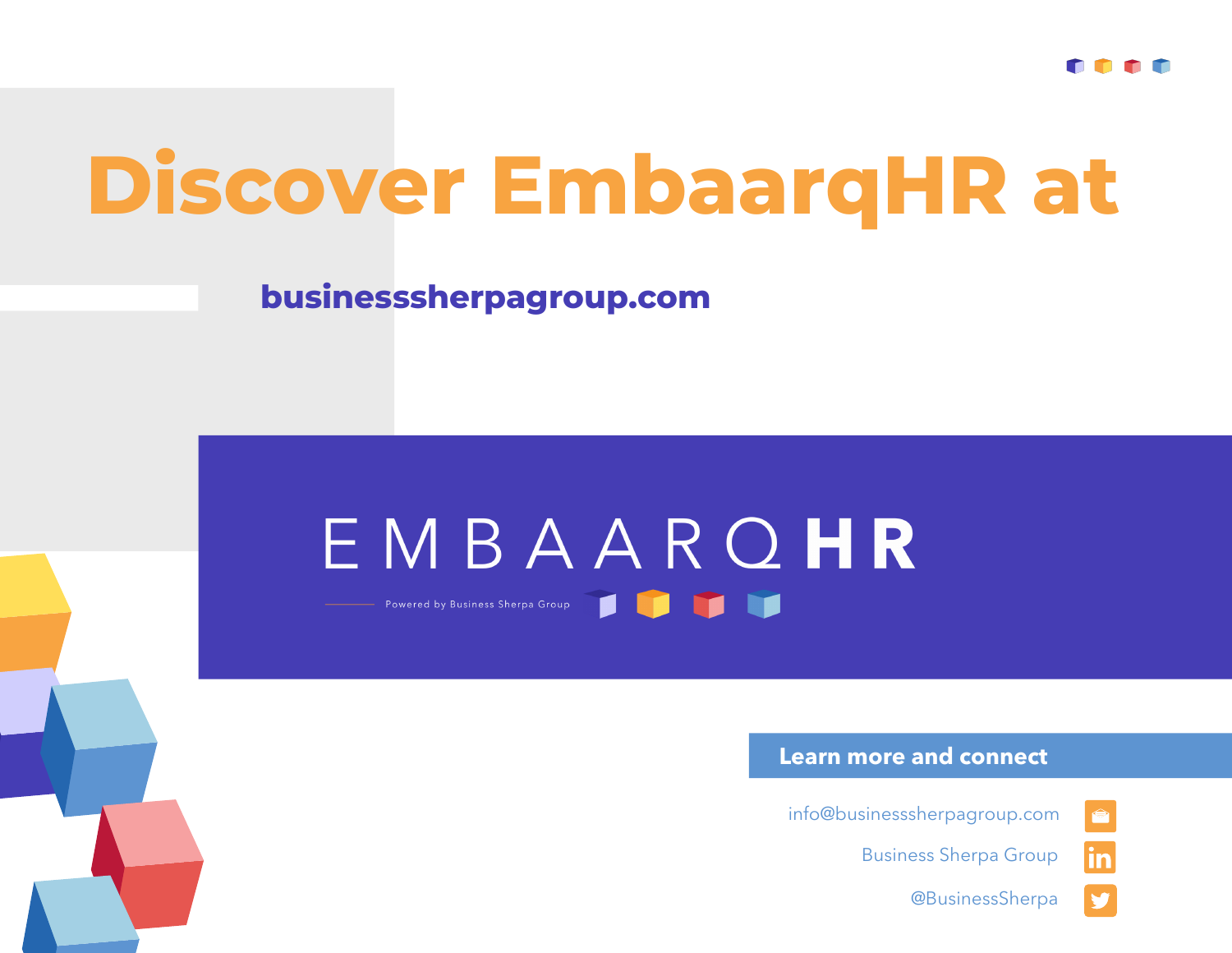# Discover EmbaarqHR at

**businesssherpagroup.com**

EMBAARQ **HR**

Powered by Business Sherpa Group

**Learn more and connect**

info@businesssherpagroup.com

Business Sherpa Group

@BusinessSherpa